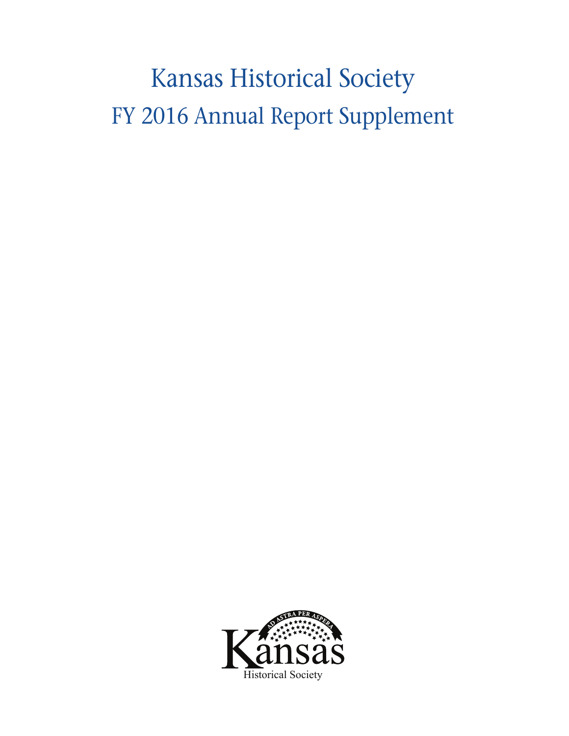# Kansas Historical Society

## FY 2016 Annual Report Supplement

AD ASTRA PER ASPERA

Kansas

Historical Society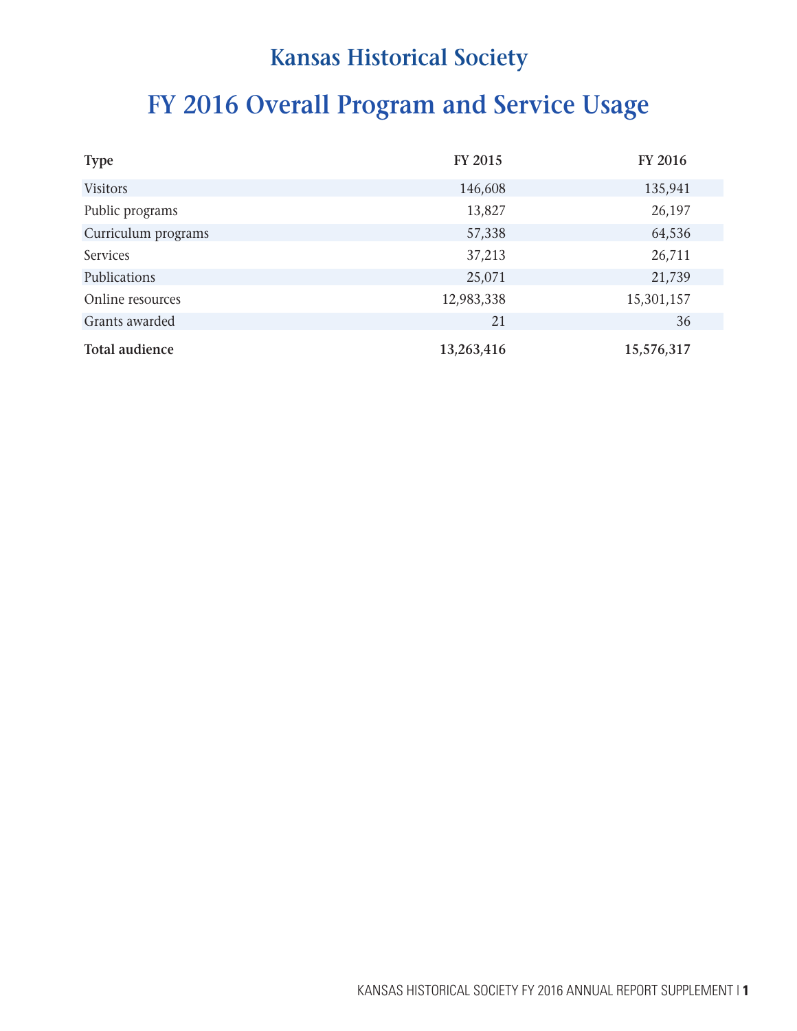# Kansas Historical Society

## FY 2016 Overall Program and Service Usage

| Type | FY 2015 | FY 2016 |
|---|---:|---:|
| Visitors | 146,608 | 135,941 |
| Public programs | 13,827 | 26,197 |
| Curriculum programs | 57,338 | 64,536 |
| Services | 37,213 | 26,711 |
| Publications | 25,071 | 21,739 |
| Online resources | 12,983,338 | 15,301,157 |
| Grants awarded | 21 | 36 |
| **Total audience** | **13,263,416** | **15,576,317** |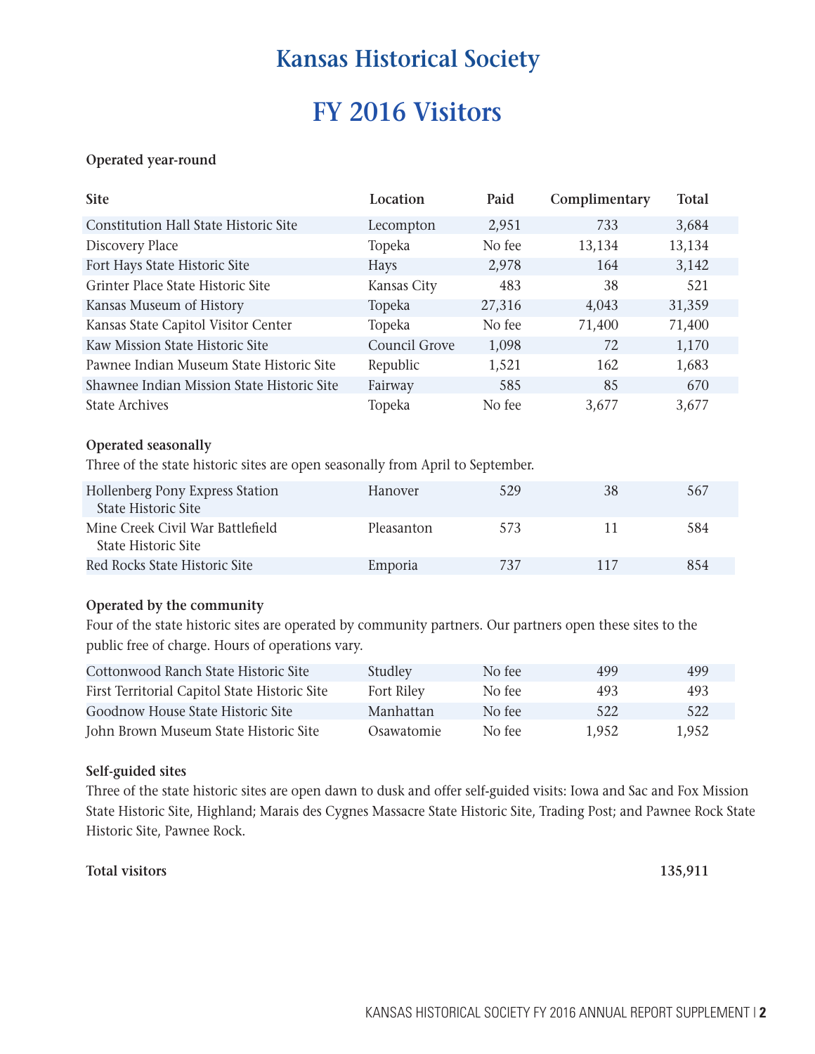# Kansas Historical Society

# FY 2016 Visitors

**Operated year-round**

| Site | Location | Paid | Complimentary | Total |
|---|---|---|---|---|
| Constitution Hall State Historic Site | Lecompton | 2,951 | 733 | 3,684 |
| Discovery Place | Topeka | No fee | 13,134 | 13,134 |
| Fort Hays State Historic Site | Hays | 2,978 | 164 | 3,142 |
| Grinter Place State Historic Site | Kansas City | 483 | 38 | 521 |
| Kansas Museum of History | Topeka | 27,316 | 4,043 | 31,359 |
| Kansas State Capitol Visitor Center | Topeka | No fee | 71,400 | 71,400 |
| Kaw Mission State Historic Site | Council Grove | 1,098 | 72 | 1,170 |
| Pawnee Indian Museum State Historic Site | Republic | 1,521 | 162 | 1,683 |
| Shawnee Indian Mission State Historic Site | Fairway | 585 | 85 | 670 |
| State Archives | Topeka | No fee | 3,677 | 3,677 |

**Operated seasonally**

Three of the state historic sites are open seasonally from April to September.

| Site | Location | Paid | Complimentary | Total |
|---|---|---|---|---|
| Hollenberg Pony Express Station State Historic Site | Hanover | 529 | 38 | 567 |
| Mine Creek Civil War Battlefield State Historic Site | Pleasanton | 573 | 11 | 584 |
| Red Rocks State Historic Site | Emporia | 737 | 117 | 854 |

**Operated by the community**

Four of the state historic sites are operated by community partners. Our partners open these sites to the public free of charge. Hours of operations vary.

| Site | Location | Paid | Complimentary | Total |
|---|---|---|---|---|
| Cottonwood Ranch State Historic Site | Studley | No fee | 499 | 499 |
| First Territorial Capitol State Historic Site | Fort Riley | No fee | 493 | 493 |
| Goodnow House State Historic Site | Manhattan | No fee | 522 | 522 |
| John Brown Museum State Historic Site | Osawatomie | No fee | 1,952 | 1,952 |

**Self-guided sites**

Three of the state historic sites are open dawn to dusk and offer self-guided visits: Iowa and Sac and Fox Mission State Historic Site, Highland; Marais des Cygnes Massacre State Historic Site, Trading Post; and Pawnee Rock State Historic Site, Pawnee Rock.

**Total visitors** **135,911**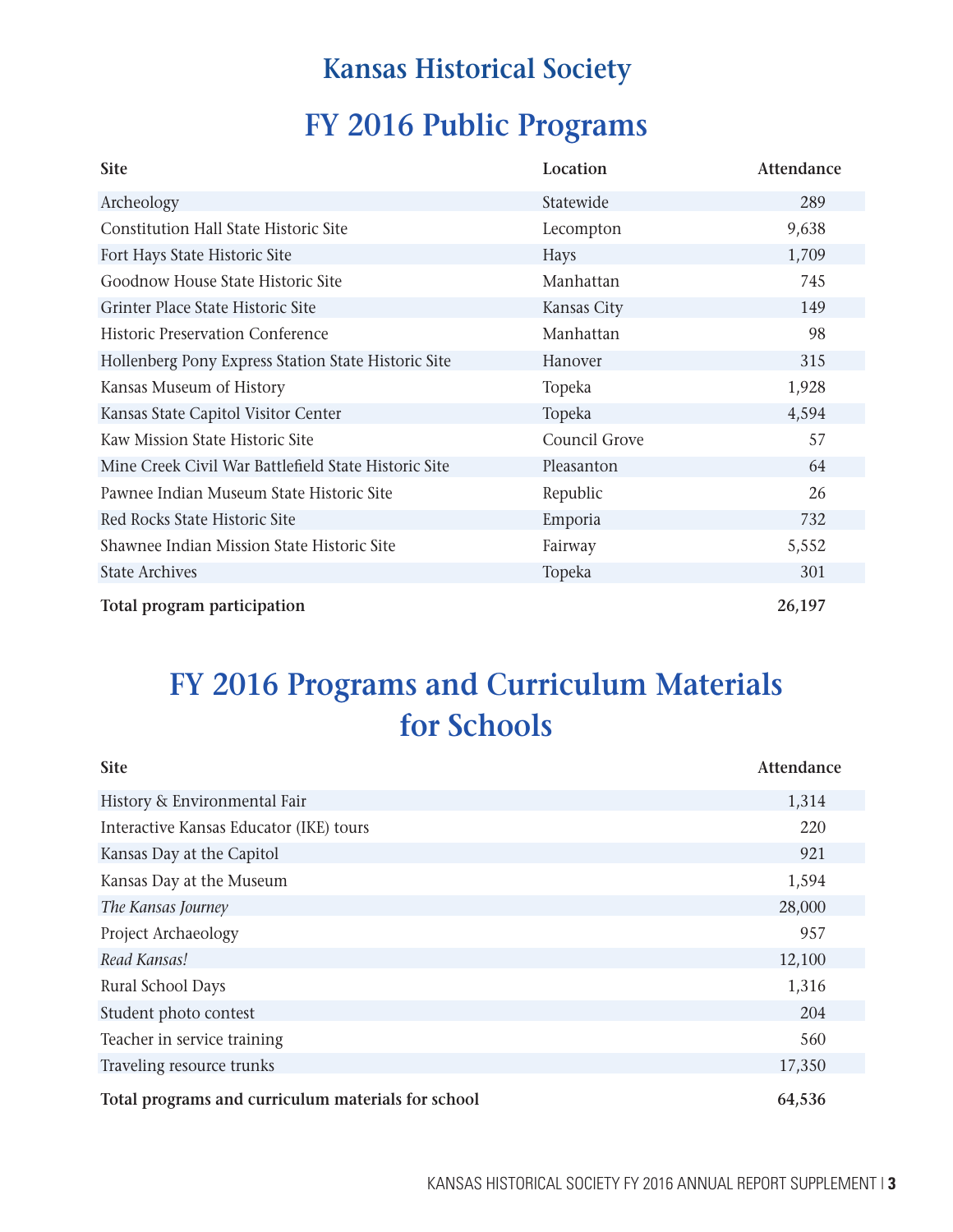# Kansas Historical Society

## FY 2016 Public Programs

| Site | Location | Attendance |
|---|---|---|
| Archeology | Statewide | 289 |
| Constitution Hall State Historic Site | Lecompton | 9,638 |
| Fort Hays State Historic Site | Hays | 1,709 |
| Goodnow House State Historic Site | Manhattan | 745 |
| Grinter Place State Historic Site | Kansas City | 149 |
| Historic Preservation Conference | Manhattan | 98 |
| Hollenberg Pony Express Station State Historic Site | Hanover | 315 |
| Kansas Museum of History | Topeka | 1,928 |
| Kansas State Capitol Visitor Center | Topeka | 4,594 |
| Kaw Mission State Historic Site | Council Grove | 57 |
| Mine Creek Civil War Battlefield State Historic Site | Pleasanton | 64 |
| Pawnee Indian Museum State Historic Site | Republic | 26 |
| Red Rocks State Historic Site | Emporia | 732 |
| Shawnee Indian Mission State Historic Site | Fairway | 5,552 |
| State Archives | Topeka | 301 |
| **Total program participation** | | **26,197** |

## FY 2016 Programs and Curriculum Materials for Schools

| Site | Attendance |
|---|---|
| History & Environmental Fair | 1,314 |
| Interactive Kansas Educator (IKE) tours | 220 |
| Kansas Day at the Capitol | 921 |
| Kansas Day at the Museum | 1,594 |
| *The Kansas Journey* | 28,000 |
| Project Archaeology | 957 |
| *Read Kansas!* | 12,100 |
| Rural School Days | 1,316 |
| Student photo contest | 204 |
| Teacher in service training | 560 |
| Traveling resource trunks | 17,350 |
| **Total programs and curriculum materials for school** | **64,536** |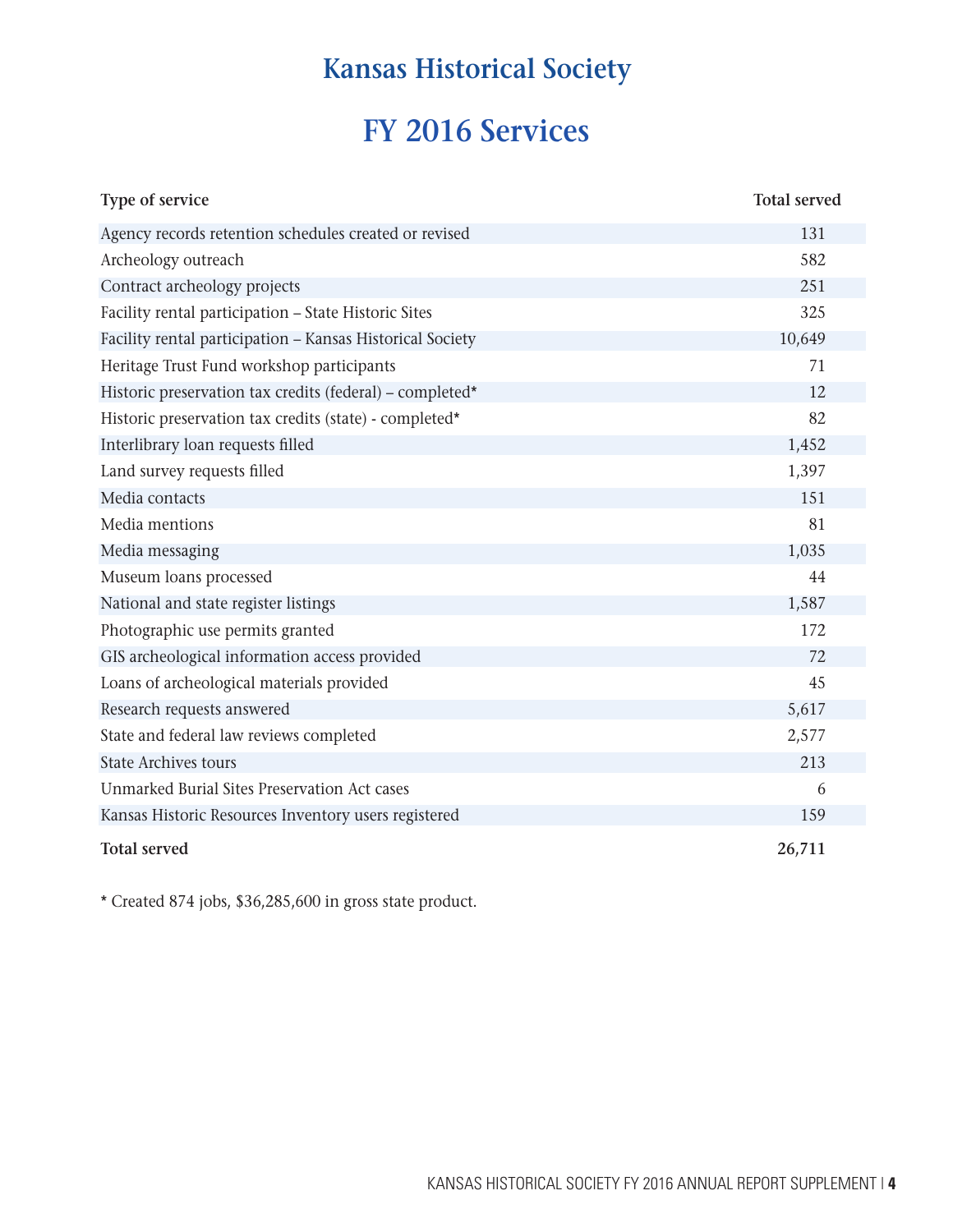# Kansas Historical Society

## FY 2016 Services

| Type of service | Total served |
|---|---|
| Agency records retention schedules created or revised | 131 |
| Archeology outreach | 582 |
| Contract archeology projects | 251 |
| Facility rental participation – State Historic Sites | 325 |
| Facility rental participation – Kansas Historical Society | 10,649 |
| Heritage Trust Fund workshop participants | 71 |
| Historic preservation tax credits (federal) – completed* | 12 |
| Historic preservation tax credits (state) - completed* | 82 |
| Interlibrary loan requests filled | 1,452 |
| Land survey requests filled | 1,397 |
| Media contacts | 151 |
| Media mentions | 81 |
| Media messaging | 1,035 |
| Museum loans processed | 44 |
| National and state register listings | 1,587 |
| Photographic use permits granted | 172 |
| GIS archeological information access provided | 72 |
| Loans of archeological materials provided | 45 |
| Research requests answered | 5,617 |
| State and federal law reviews completed | 2,577 |
| State Archives tours | 213 |
| Unmarked Burial Sites Preservation Act cases | 6 |
| Kansas Historic Resources Inventory users registered | 159 |
| **Total served** | **26,711** |

* Created 874 jobs, $36,285,600 in gross state product.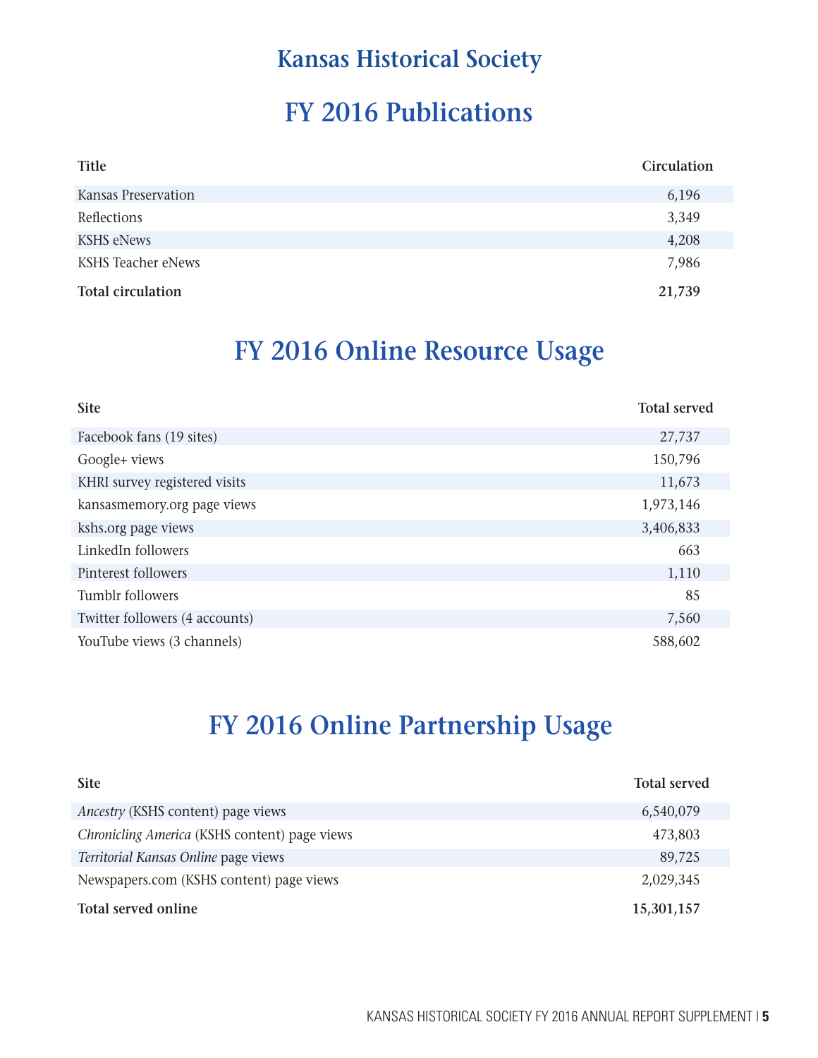# Kansas Historical Society

## FY 2016 Publications

| Title | Circulation |
|---|---|
| Kansas Preservation | 6,196 |
| Reflections | 3,349 |
| KSHS eNews | 4,208 |
| KSHS Teacher eNews | 7,986 |
| **Total circulation** | **21,739** |

## FY 2016 Online Resource Usage

| Site | Total served |
|---|---|
| Facebook fans (19 sites) | 27,737 |
| Google+ views | 150,796 |
| KHRI survey registered visits | 11,673 |
| kansasmemory.org page views | 1,973,146 |
| kshs.org page views | 3,406,833 |
| LinkedIn followers | 663 |
| Pinterest followers | 1,110 |
| Tumblr followers | 85 |
| Twitter followers (4 accounts) | 7,560 |
| YouTube views (3 channels) | 588,602 |

## FY 2016 Online Partnership Usage

| Site | Total served |
|---|---|
| *Ancestry* (KSHS content) page views | 6,540,079 |
| *Chronicling America* (KSHS content) page views | 473,803 |
| *Territorial Kansas Online* page views | 89,725 |
| Newspapers.com (KSHS content) page views | 2,029,345 |
| **Total served online** | **15,301,157** |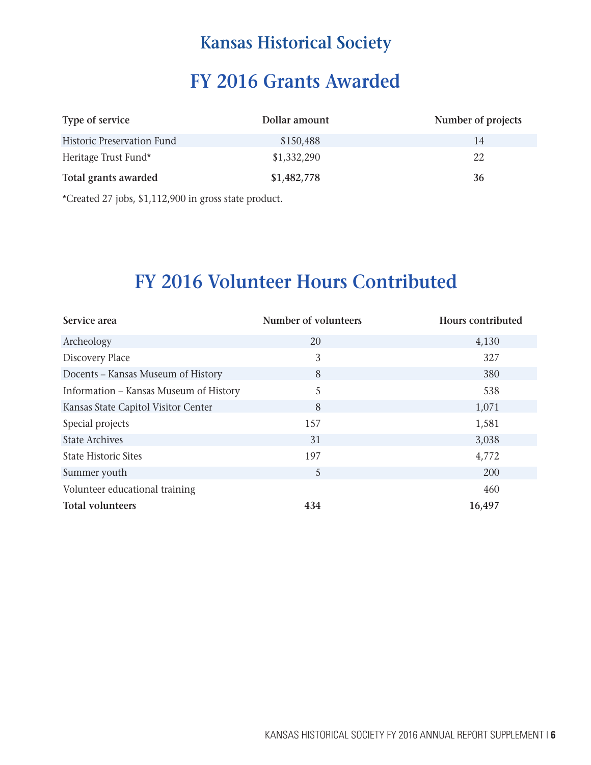# Kansas Historical Society

## FY 2016 Grants Awarded

| Type of service | Dollar amount | Number of projects |
|---|---|---|
| Historic Preservation Fund | $150,488 | 14 |
| Heritage Trust Fund* | $1,332,290 | 22 |
| **Total grants awarded** | **$1,482,778** | **36** |

*Created 27 jobs, $1,112,900 in gross state product.

## FY 2016 Volunteer Hours Contributed

| Service area | Number of volunteers | Hours contributed |
|---|---|---|
| Archeology | 20 | 4,130 |
| Discovery Place | 3 | 327 |
| Docents – Kansas Museum of History | 8 | 380 |
| Information – Kansas Museum of History | 5 | 538 |
| Kansas State Capitol Visitor Center | 8 | 1,071 |
| Special projects | 157 | 1,581 |
| State Archives | 31 | 3,038 |
| State Historic Sites | 197 | 4,772 |
| Summer youth | 5 | 200 |
| Volunteer educational training | | 460 |
| **Total volunteers** | **434** | **16,497** |